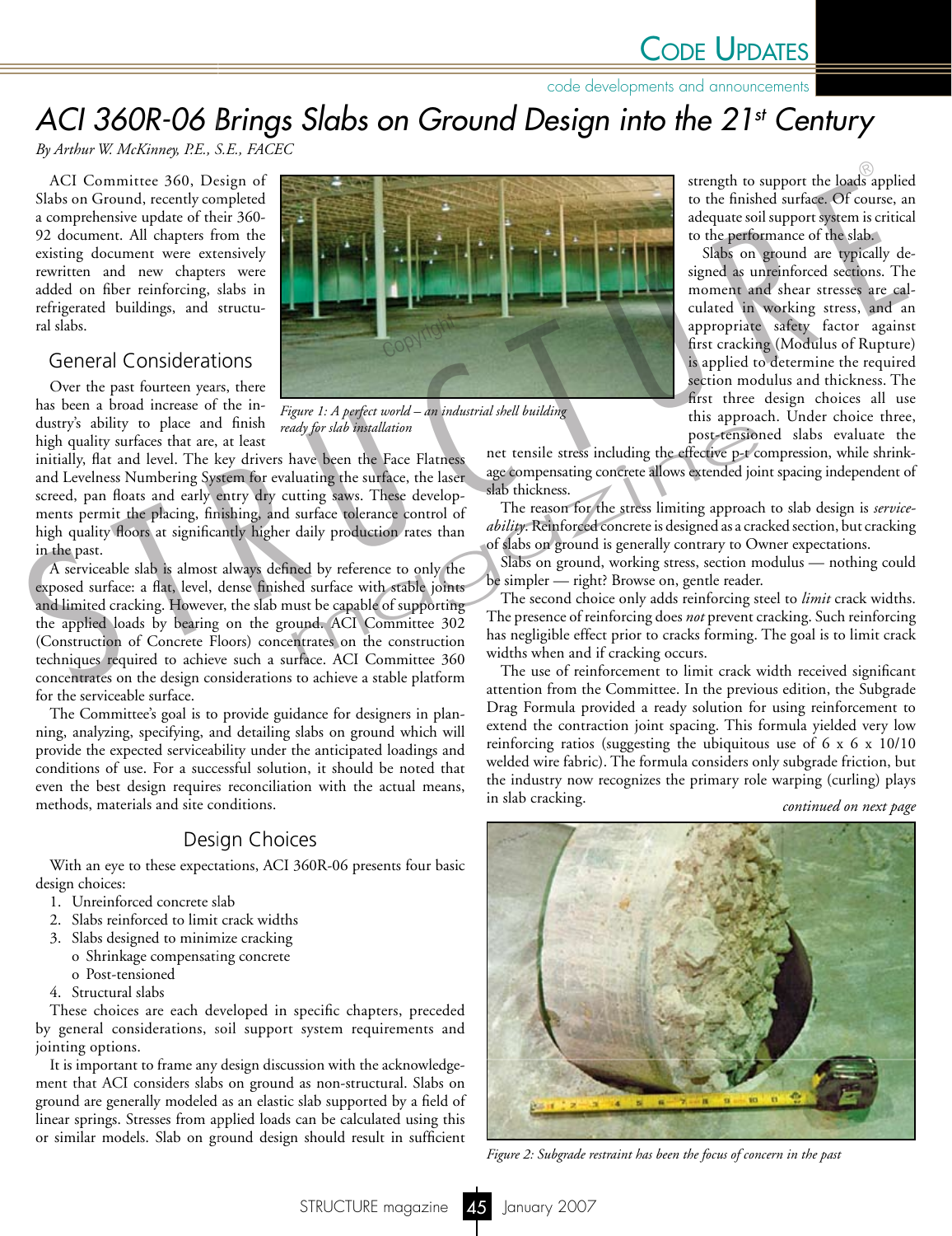# ACI 360R-06 Brings Slabs on Ground Design into the 21st Century

*By Arthur W. McKinney, P.E., S.E., FACEC*

ACI Committee 360, Design of Slabs on Ground, recently completed a comprehensive update of their 360-92 document. All chapters from the existing document were extensively rewritten and new chapters were added on fiber reinforcing, slabs in refrigerated buildings, and structural slabs.

## General Considerations

Over the past fourteen years, there has been a broad increase of the industry's ability to place and finish high quality surfaces that are, at least initially, flat and level. The key drivers have been the Face Flatness and Levelness Numbering System for evaluating the surface, the laser screed, pan floats and early entry dry cutting saws. These developments permit the placing, finishing, and surface tolerance control of high quality floors at significantly higher daily production rates than in the past.

*Figure 1: A perfect world – an industrial shell building ready for slab installation*

A serviceable slab is almost always defined by reference to only the exposed surface: a flat, level, dense finished surface with stable joints and limited cracking. However, the slab must be capable of supporting the applied loads by bearing on the ground. ACI Committee 302 (Construction of Concrete Floors) concentrates on the construction techniques required to achieve such a surface. ACI Committee 360 concentrates on the design considerations to achieve a stable platform for the serviceable surface.

The Committee's goal is to provide guidance for designers in planning, analyzing, specifying, and detailing slabs on ground which will provide the expected serviceability under the anticipated loadings and conditions of use. For a successful solution, it should be noted that even the best design requires reconciliation with the actual means, methods, materials and site conditions.

## Design Choices

With an eye to these expectations, ACI 360R-06 presents four basic design choices:

1. Unreinforced concrete slab
2. Slabs reinforced to limit crack widths
3. Slabs designed to minimize cracking
   - Shrinkage compensating concrete
   - Post-tensioned
4. Structural slabs

These choices are each developed in specific chapters, preceded by general considerations, soil support system requirements and jointing options.

It is important to frame any design discussion with the acknowledgement that ACI considers slabs on ground as non-structural. Slabs on ground are generally modeled as an elastic slab supported by a field of linear springs. Stresses from applied loads can be calculated using this or similar models. Slab on ground design should result in sufficient strength to support the loads applied to the finished surface. Of course, an adequate soil support system is critical to the performance of the slab.

Slabs on ground are typically designed as unreinforced sections. The moment and shear stresses are calculated in working stress, and an appropriate safety factor against first cracking (Modulus of Rupture) is applied to determine the required section modulus and thickness. The first three design choices all use this approach. Under choice three, post-tensioned slabs evaluate the net tensile stress including the effective p-t compression, while shrinkage compensating concrete allows extended joint spacing independent of slab thickness.

The reason for the stress limiting approach to slab design is *serviceability*. Reinforced concrete is designed as a cracked section, but cracking of slabs on ground is generally contrary to Owner expectations.

Slabs on ground, working stress, section modulus — nothing could be simpler — right? Browse on, gentle reader.

The second choice only adds reinforcing steel to *limit* crack widths. The presence of reinforcing does *not* prevent cracking. Such reinforcing has negligible effect prior to cracks forming. The goal is to limit crack widths when and if cracking occurs.

The use of reinforcement to limit crack width received significant attention from the Committee. In the previous edition, the Subgrade Drag Formula provided a ready solution for using reinforcement to extend the contraction joint spacing. This formula yielded very low reinforcing ratios (suggesting the ubiquitous use of 6 x 6 x 10/10 welded wire fabric). The formula considers only subgrade friction, but the industry now recognizes the primary role warping (curling) plays in slab cracking.

*continued on next page*

*Figure 2: Subgrade restraint has been the focus of concern in the past*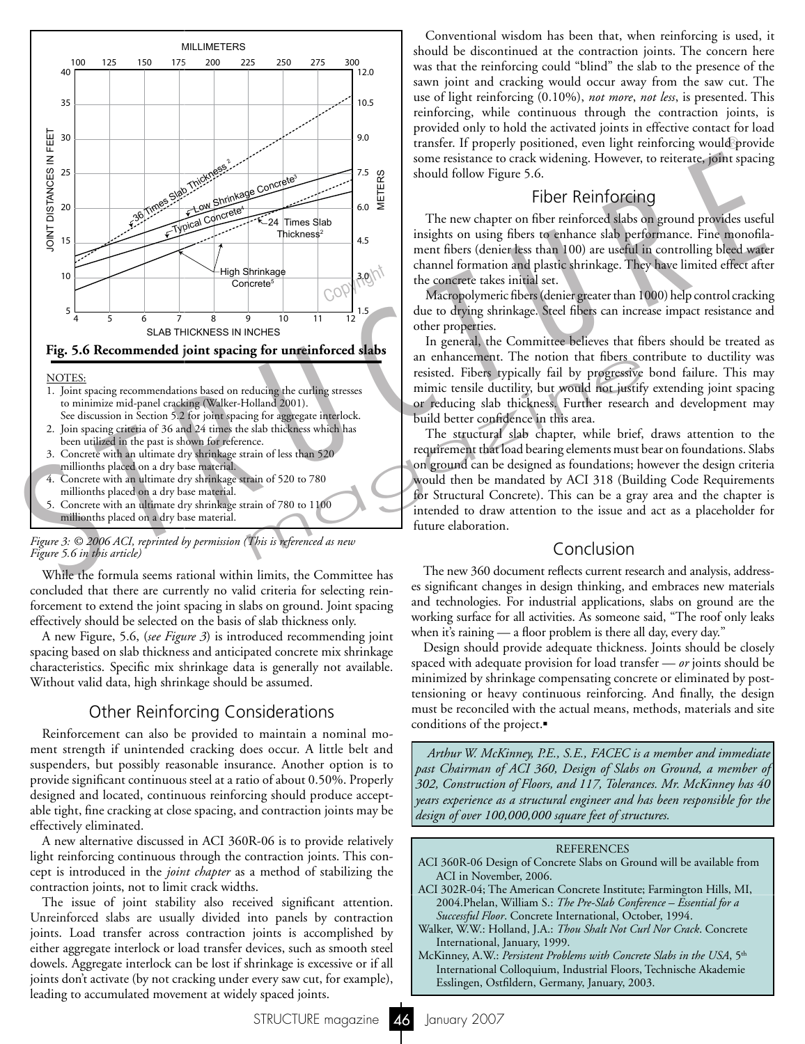MILLIMETERS

100 125 150 175 200 225 250 275 300

JOINT DISTANCES IN FEET

40 35 30 25 20 15 10 5

METERS

12.0 10.5 9.0 7.5 6.0 4.5 3.0 1.5

36 Times Slab Thickness[2]

Low Shrinkage Concrete[3]

Typical Concrete[4]

24 Times Slab Thickness[2]

High Shrinkage Concrete[5]

4 5 6 7 8 9 10 11 12

SLAB THICKNESS IN INCHES

**Fig. 5.6 Recommended joint spacing for unreinforced slabs**

NOTES:

1. Joint spacing recommendations based on reducing the curling stresses to minimize mid-panel cracking (Walker-Holland 2001). See discussion in Section 5.2 for joint spacing for aggregate interlock.
2. Join spacing criteria of 36 and 24 times the slab thickness which has been utilized in the past is shown for reference.
3. Concrete with an ultimate dry shrinkage strain of less than 520 millionths placed on a dry base material.
4. Concrete with an ultimate dry shrinkage strain of 520 to 780 millionths placed on a dry base material.
5. Concrete with an ultimate dry shrinkage strain of 780 to 1100 millionths placed on a dry base material.

*Figure 3: © 2006 ACI, reprinted by permission (This is referenced as new Figure 5.6 in this article)*

While the formula seems rational within limits, the Committee has concluded that there are currently no valid criteria for selecting reinforcement to extend the joint spacing in slabs on ground. Joint spacing effectively should be selected on the basis of slab thickness only.

A new Figure, 5.6, (*see Figure 3*) is introduced recommending joint spacing based on slab thickness and anticipated concrete mix shrinkage characteristics. Specific mix shrinkage data is generally not available. Without valid data, high shrinkage should be assumed.

## Other Reinforcing Considerations

Reinforcement can also be provided to maintain a nominal moment strength if unintended cracking does occur. A little belt and suspenders, but possibly reasonable insurance. Another option is to provide significant continuous steel at a ratio of about 0.50%. Properly designed and located, continuous reinforcing should produce acceptable tight, fine cracking at close spacing, and contraction joints may be effectively eliminated.

A new alternative discussed in ACI 360R-06 is to provide relatively light reinforcing continuous through the contraction joints. This concept is introduced in the *joint chapter* as a method of stabilizing the contraction joints, not to limit crack widths.

The issue of joint stability also received significant attention. Unreinforced slabs are usually divided into panels by contraction joints. Load transfer across contraction joints is accomplished by either aggregate interlock or load transfer devices, such as smooth steel dowels. Aggregate interlock can be lost if shrinkage is excessive or if all joints don't activate (by not cracking under every saw cut, for example), leading to accumulated movement at widely spaced joints.

Conventional wisdom has been that, when reinforcing is used, it should be discontinued at the contraction joints. The concern here was that the reinforcing could "blind" the slab to the presence of the sawn joint and cracking would occur away from the saw cut. The use of light reinforcing (0.10%), *not more*, *not less*, is presented. This reinforcing, while continuous through the contraction joints, is provided only to hold the activated joints in effective contact for load transfer. If properly positioned, even light reinforcing would provide some resistance to crack widening. However, to reiterate, joint spacing should follow Figure 5.6.

## Fiber Reinforcing

The new chapter on fiber reinforced slabs on ground provides useful insights on using fibers to enhance slab performance. Fine monofilament fibers (denier less than 100) are useful in controlling bleed water channel formation and plastic shrinkage. They have limited effect after the concrete takes initial set.

Macropolymeric fibers (denier greater than 1000) help control cracking due to drying shrinkage. Steel fibers can increase impact resistance and other properties.

In general, the Committee believes that fibers should be treated as an enhancement. The notion that fibers contribute to ductility was resisted. Fibers typically fail by progressive bond failure. This may mimic tensile ductility, but would not justify extending joint spacing or reducing slab thickness. Further research and development may build better confidence in this area.

The structural slab chapter, while brief, draws attention to the requirement that load bearing elements must bear on foundations. Slabs on ground can be designed as foundations; however the design criteria would then be mandated by ACI 318 (Building Code Requirements for Structural Concrete). This can be a gray area and the chapter is intended to draw attention to the issue and act as a placeholder for future elaboration.

## Conclusion

The new 360 document reflects current research and analysis, addresses significant changes in design thinking, and embraces new materials and technologies. For industrial applications, slabs on ground are the working surface for all activities. As someone said, "The roof only leaks when it's raining — a floor problem is there all day, every day."

Design should provide adequate thickness. Joints should be closely spaced with adequate provision for load transfer — *or* joints should be minimized by shrinkage compensating concrete or eliminated by post-tensioning or heavy continuous reinforcing. And finally, the design must be reconciled with the actual means, methods, materials and site conditions of the project.▪

*Arthur W. McKinney, P.E., S.E., FACEC is a member and immediate past Chairman of ACI 360, Design of Slabs on Ground, a member of 302, Construction of Floors, and 117, Tolerances. Mr. McKinney has 40 years experience as a structural engineer and has been responsible for the design of over 100,000,000 square feet of structures.*

### REFERENCES

ACI 360R-06 Design of Concrete Slabs on Ground will be available from ACI in November, 2006.

ACI 302R-04; The American Concrete Institute; Farmington Hills, MI, 2004.Phelan, William S.: *The Pre-Slab Conference – Essential for a Successful Floor*. Concrete International, October, 1994.

Walker, W.W.: Holland, J.A.: *Thou Shalt Not Curl Nor Crack*. Concrete International, January, 1999.

McKinney, A.W.: *Persistent Problems with Concrete Slabs in the USA*, 5th International Colloquium, Industrial Floors, Technische Akademie Esslingen, Ostfildern, Germany, January, 2003.